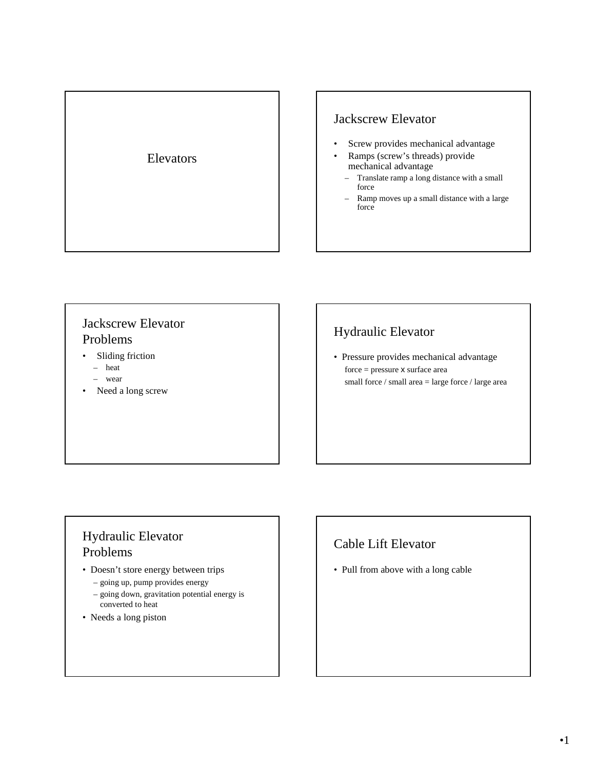# Elevators

## Jackscrew Elevator

- Screw provides mechanical advantage
- Ramps (screw's threads) provide mechanical advantage
  - Translate ramp a long distance with a small force
  - Ramp moves up a small distance with a large force

## Jackscrew Elevator Problems

- Sliding friction
  - heat
  - wear
- Need a long screw

## Hydraulic Elevator

- Pressure provides mechanical advantage

  force = pressure x surface area

  small force / small area = large force / large area

## Hydraulic Elevator Problems

- Doesn't store energy between trips
  - going up, pump provides energy
  - going down, gravitation potential energy is converted to heat
- Needs a long piston

## Cable Lift Elevator

- Pull from above with a long cable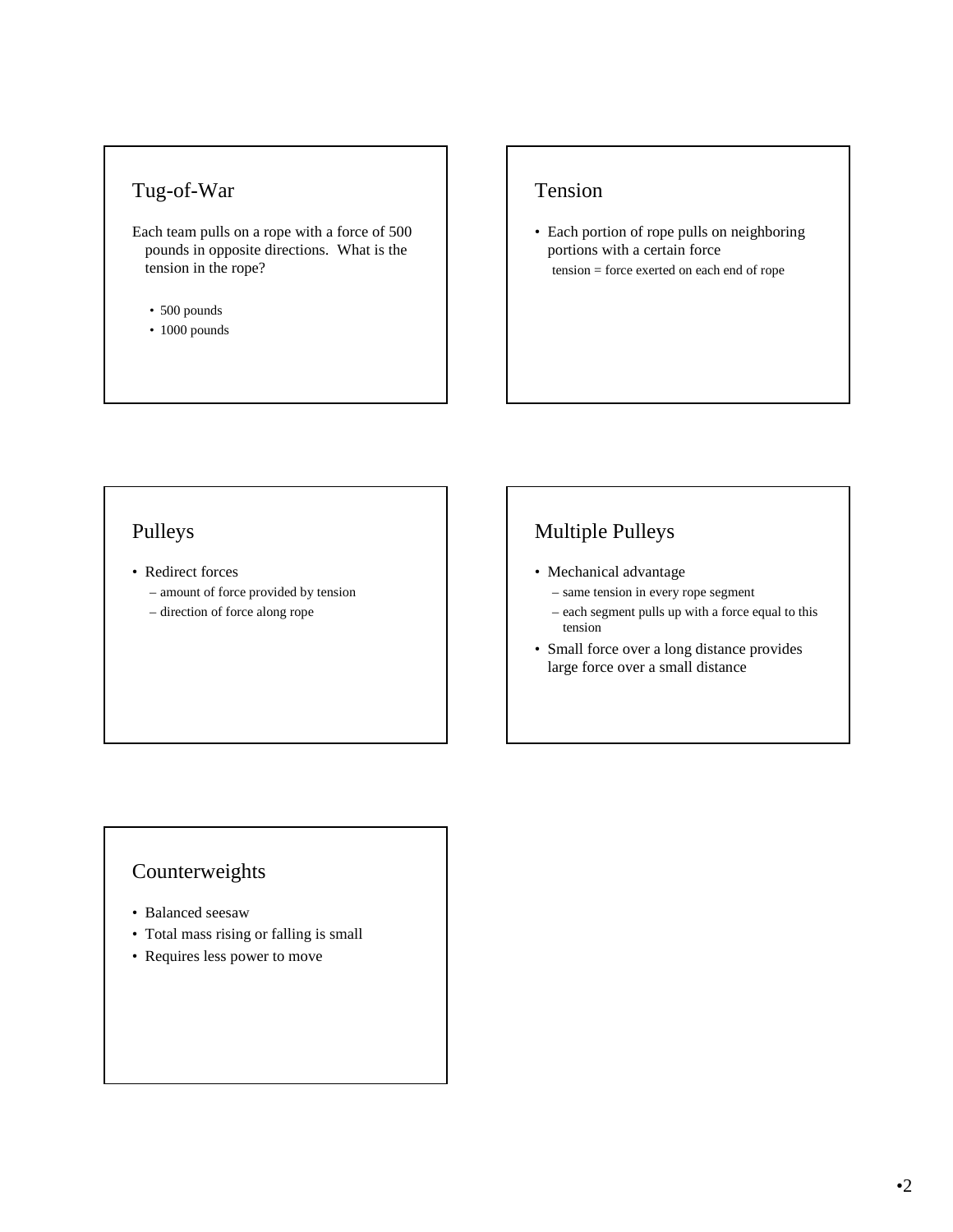## Tug-of-War

Each team pulls on a rope with a force of 500 pounds in opposite directions. What is the tension in the rope?

- 500 pounds
- 1000 pounds

## Tension

- Each portion of rope pulls on neighboring portions with a certain force
  tension = force exerted on each end of rope

## Pulleys

- Redirect forces
  - amount of force provided by tension
  - direction of force along rope

## Multiple Pulleys

- Mechanical advantage
  - same tension in every rope segment
  - each segment pulls up with a force equal to this tension
- Small force over a long distance provides large force over a small distance

## Counterweights

- Balanced seesaw
- Total mass rising or falling is small
- Requires less power to move